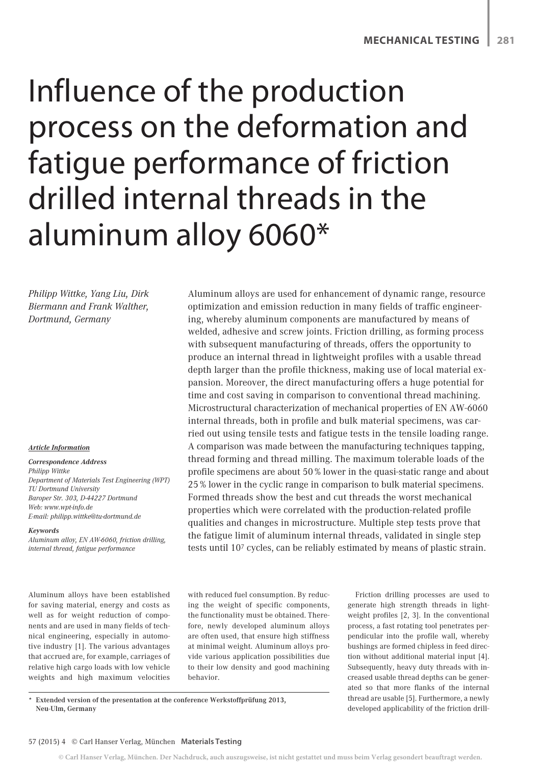# Influence of the production process on the deformation and fatigue performance of friction drilled internal threads in the aluminum alloy 6060*

*Philipp Wittke, Yang Liu, Dirk Biermann and Frank Walther, Dortmund, Germany*

Aluminum alloys are used for enhancement of dynamic range, resource optimization and emission reduction in many fields of traffic engineering, whereby aluminum components are manufactured by means of welded, adhesive and screw joints. Friction drilling, as forming process with subsequent manufacturing of threads, offers the opportunity to produce an internal thread in lightweight profiles with a usable thread depth larger than the profile thickness, making use of local material expansion. Moreover, the direct manufacturing offers a huge potential for time and cost saving in comparison to conventional thread machining. Microstructural characterization of mechanical properties of EN AW-6060 internal threads, both in profile and bulk material specimens, was carried out using tensile tests and fatigue tests in the tensile loading range. A comparison was made between the manufacturing techniques tapping, thread forming and thread milling. The maximum tolerable loads of the profile specimens are about 50 % lower in the quasi-static range and about 25 % lower in the cyclic range in comparison to bulk material specimens. Formed threads show the best and cut threads the worst mechanical properties which were correlated with the production-related profile qualities and changes in microstructure. Multiple step tests prove that the fatigue limit of aluminum internal threads, validated in single step tests until $10^7$ cycles, can be reliably estimated by means of plastic strain.

***Article Information***

***Correspondence Address***
*Philipp Wittke*
*Department of Materials Test Engineering (WPT)*
*TU Dortmund University*
*Baroper Str. 303, D-44227 Dortmund*
*Web: www.wpt-info.de*
*E-mail: philipp.wittke@tu-dortmund.de*

***Keywords***
*Aluminum alloy, EN AW-6060, friction drilling, internal thread, fatigue performance*

Aluminum alloys have been established for saving material, energy and costs as well as for weight reduction of components and are used in many fields of technical engineering, especially in automotive industry [1]. The various advantages that accrued are, for example, carriages of relative high cargo loads with low vehicle weights and high maximum velocities with reduced fuel consumption. By reducing the weight of specific components, the functionality must be obtained. Therefore, newly developed aluminum alloys are often used, that ensure high stiffness at minimal weight. Aluminum alloys provide various application possibilities due to their low density and good machining behavior.

Friction drilling processes are used to generate high strength threads in lightweight profiles [2, 3]. In the conventional process, a fast rotating tool penetrates perpendicular into the profile wall, whereby bushings are formed chipless in feed direction without additional material input [4]. Subsequently, heavy duty threads with increased usable thread depths can be generated so that more flanks of the internal thread are usable [5]. Furthermore, a newly developed applicability of the friction drill-

\* Extended version of the presentation at the conference Werkstoffprüfung 2013, Neu-Ulm, Germany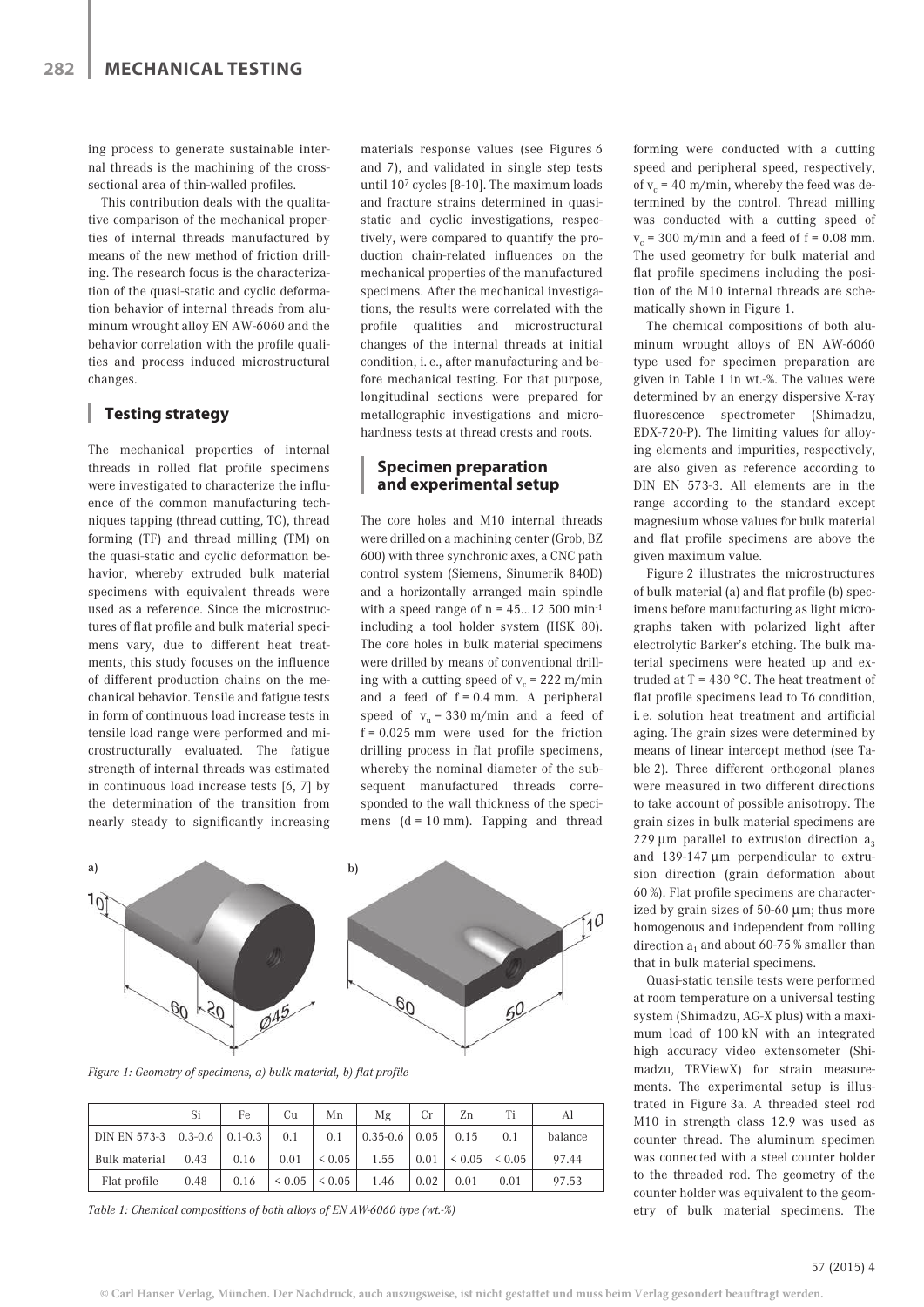ing process to generate sustainable internal threads is the machining of the cross-sectional area of thin-walled profiles.

This contribution deals with the qualitative comparison of the mechanical properties of internal threads manufactured by means of the new method of friction drilling. The research focus is the characterization of the quasi-static and cyclic deformation behavior of internal threads from aluminum wrought alloy EN AW-6060 and the behavior correlation with the profile qualities and process induced microstructural changes.

## Testing strategy

The mechanical properties of internal threads in rolled flat profile specimens were investigated to characterize the influence of the common manufacturing techniques tapping (thread cutting, TC), thread forming (TF) and thread milling (TM) on the quasi-static and cyclic deformation behavior, whereby extruded bulk material specimens with equivalent threads were used as a reference. Since the microstructures of flat profile and bulk material specimens vary, due to different heat treatments, this study focuses on the influence of different production chains on the mechanical behavior. Tensile and fatigue tests in form of continuous load increase tests in tensile load range were performed and microstructurally evaluated. The fatigue strength of internal threads was estimated in continuous load increase tests [6, 7] by the determination of the transition from nearly steady to significantly increasing materials response values (see Figures 6 and 7), and validated in single step tests until $10^7$ cycles [8-10]. The maximum loads and fracture strains determined in quasi-static and cyclic investigations, respectively, were compared to quantify the production chain-related influences on the mechanical properties of the manufactured specimens. After the mechanical investigations, the results were correlated with the profile qualities and microstructural changes of the internal threads at initial condition, i. e., after manufacturing and before mechanical testing. For that purpose, longitudinal sections were prepared for metallographic investigations and microhardness tests at thread crests and roots.

## Specimen preparation and experimental setup

The core holes and M10 internal threads were drilled on a machining center (Grob, BZ 600) with three synchronic axes, a CNC path control system (Siemens, Sinumerik 840D) and a horizontally arranged main spindle with a speed range of n = 45...12 500 min$^{-1}$ including a tool holder system (HSK 80). The core holes in bulk material specimens were drilled by means of conventional drilling with a cutting speed of $v_c$ = 222 m/min and a feed of f = 0.4 mm. A peripheral speed of $v_u$ = 330 m/min and a feed of f = 0.025 mm were used for the friction drilling process in flat profile specimens, whereby the nominal diameter of the subsequent manufactured threads corresponded to the wall thickness of the specimens (d = 10 mm). Tapping and thread forming were conducted with a cutting speed and peripheral speed, respectively, of $v_c$ = 40 m/min, whereby the feed was determined by the control. Thread milling was conducted with a cutting speed of $v_c$ = 300 m/min and a feed of f = 0.08 mm. The used geometry for bulk material and flat profile specimens including the position of the M10 internal threads are schematically shown in Figure 1.

*Figure 1: Geometry of specimens, a) bulk material, b) flat profile*

The chemical compositions of both aluminum wrought alloys of EN AW-6060 type used for specimen preparation are given in Table 1 in wt.-%. The values were determined by an energy dispersive X-ray fluorescence spectrometer (Shimadzu, EDX-720-P). The limiting values for alloying elements and impurities, respectively, are also given as reference according to DIN EN 573-3. All elements are in the range according to the standard except magnesium whose values for bulk material and flat profile specimens are above the given maximum value.

| | Si | Fe | Cu | Mn | Mg | Cr | Zn | Ti | Al |
|---|---|---|---|---|---|---|---|---|---|
| DIN EN 573-3 | 0.3-0.6 | 0.1-0.3 | 0.1 | 0.1 | 0.35-0.6 | 0.05 | 0.15 | 0.1 | balance |
| Bulk material | 0.43 | 0.16 | 0.01 | < 0.05 | 1.55 | 0.01 | < 0.05 | < 0.05 | 97.44 |
| Flat profile | 0.48 | 0.16 | < 0.05 | < 0.05 | 1.46 | 0.02 | 0.01 | 0.01 | 97.53 |

*Table 1: Chemical compositions of both alloys of EN AW-6060 type (wt.-%)*

Figure 2 illustrates the microstructures of bulk material (a) and flat profile (b) specimens before manufacturing as light micrographs taken with polarized light after electrolytic Barker's etching. The bulk material specimens were heated up and extruded at T = 430 °C. The heat treatment of flat profile specimens lead to T6 condition, i. e. solution heat treatment and artificial aging. The grain sizes were determined by means of linear intercept method (see Table 2). Three different orthogonal planes were measured in two different directions to take account of possible anisotropy. The grain sizes in bulk material specimens are 229 µm parallel to extrusion direction $a_3$ and 139-147 µm perpendicular to extrusion direction (grain deformation about 60 %). Flat profile specimens are characterized by grain sizes of 50-60 µm; thus more homogenous and independent from rolling direction $a_1$ and about 60-75 % smaller than that in bulk material specimens.

Quasi-static tensile tests were performed at room temperature on a universal testing system (Shimadzu, AG-X plus) with a maximum load of 100 kN with an integrated high accuracy video extensometer (Shimadzu, TRViewX) for strain measurements. The experimental setup is illustrated in Figure 3a. A threaded steel rod M10 in strength class 12.9 was used as counter thread. The aluminum specimen was connected with a steel counter holder to the threaded rod. The geometry of the counter holder was equivalent to the geometry of bulk material specimens. The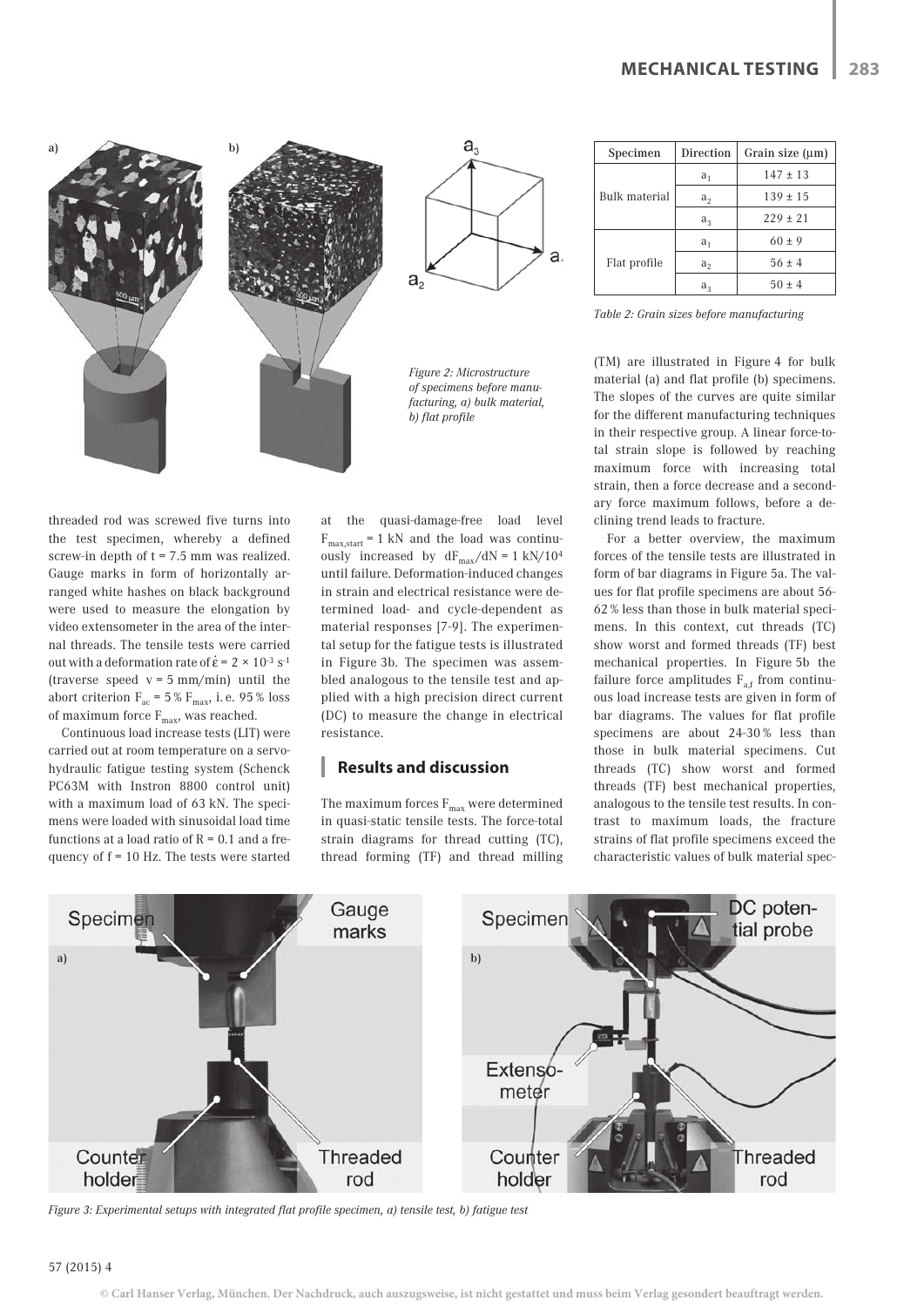Figure 2: Microstructure of specimens before manufacturing, a) bulk material, b) flat profile

| Specimen | Direction | Grain size (µm) |
|---|---|---|
| Bulk material | $a_1$ | 147 ± 13 |
| | $a_2$ | 139 ± 15 |
| | $a_3$ | 229 ± 21 |
| Flat profile | $a_1$ | 60 ± 9 |
| | $a_2$ | 56 ± 4 |
| | $a_3$ | 50 ± 4 |

Table 2: Grain sizes before manufacturing

threaded rod was screwed five turns into the test specimen, whereby a defined screw-in depth of t = 7.5 mm was realized. Gauge marks in form of horizontally arranged white hashes on black background were used to measure the elongation by video extensometer in the area of the internal threads. The tensile tests were carried out with a deformation rate of $\dot{\varepsilon} = 2 \times 10^{-3}\ s^{-1}$ (traverse speed v = 5 mm/min) until the abort criterion $F_{ac} = 5\,\%\ F_{max}$, i. e. 95 % loss of maximum force $F_{max}$, was reached.

Continuous load increase tests (LIT) were carried out at room temperature on a servohydraulic fatigue testing system (Schenck PC63M with Instron 8800 control unit) with a maximum load of 63 kN. The specimens were loaded with sinusoidal load time functions at a load ratio of R = 0.1 and a frequency of f = 10 Hz. The tests were started at the quasi-damage-free load level $F_{max,start}$ = 1 kN and the load was continuously increased by $dF_{max}/dN = 1\ kN/10^4$ until failure. Deformation-induced changes in strain and electrical resistance were determined load- and cycle-dependent as material responses [7-9]. The experimental setup for the fatigue tests is illustrated in Figure 3b. The specimen was assembled analogous to the tensile test and applied with a high precision direct current (DC) to measure the change in electrical resistance.

## Results and discussion

The maximum forces $F_{max}$ were determined in quasi-static tensile tests. The force-total strain diagrams for thread cutting (TC), thread forming (TF) and thread milling (TM) are illustrated in Figure 4 for bulk material (a) and flat profile (b) specimens. The slopes of the curves are quite similar for the different manufacturing techniques in their respective group. A linear force-total strain slope is followed by reaching maximum force with increasing total strain, then a force decrease and a secondary force maximum follows, before a declining trend leads to fracture.

For a better overview, the maximum forces of the tensile tests are illustrated in form of bar diagrams in Figure 5a. The values for flat profile specimens are about 56-62 % less than those in bulk material specimens. In this context, cut threads (TC) show worst and formed threads (TF) best mechanical properties. In Figure 5b the failure force amplitudes $F_{a,f}$ from continuous load increase tests are given in form of bar diagrams. The values for flat profile specimens are about 24-30 % less than those in bulk material specimens. Cut threads (TC) show worst and formed threads (TF) best mechanical properties, analogous to the tensile test results. In contrast to maximum loads, the fracture strains of flat profile specimens exceed the characteristic values of bulk material spec-

Figure 3: Experimental setups with integrated flat profile specimen, a) tensile test, b) fatigue test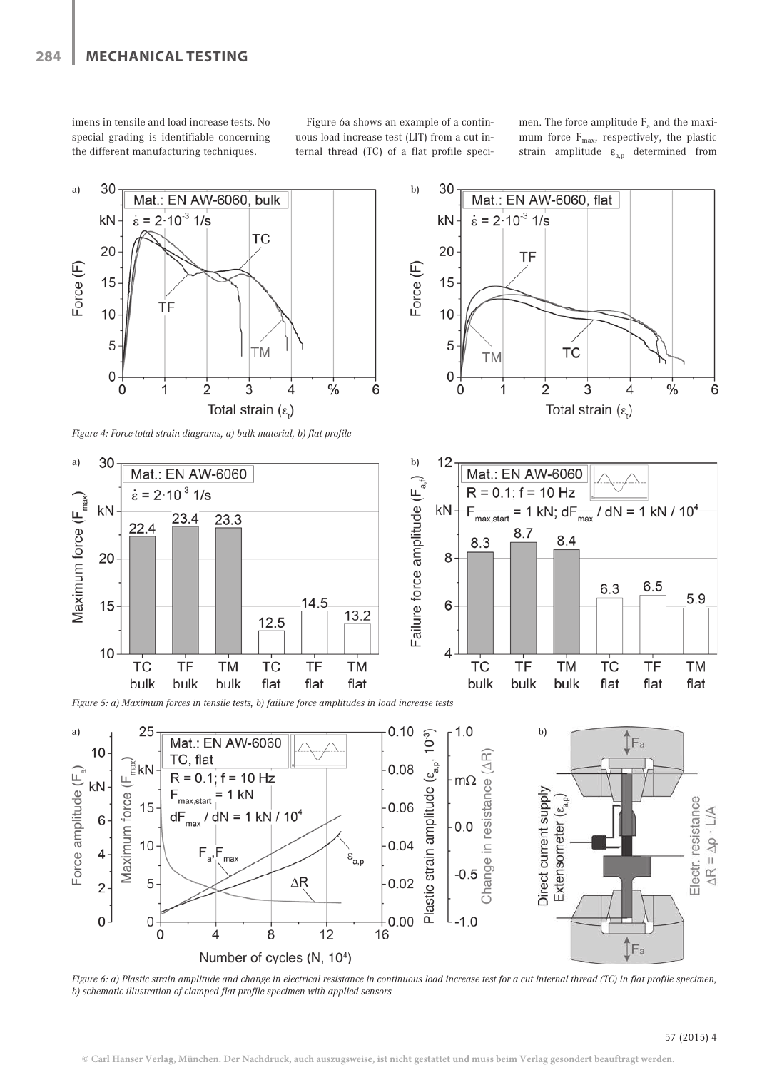imens in tensile and load increase tests. No special grading is identifiable concerning the different manufacturing techniques.

Figure 6a shows an example of a continuous load increase test (LIT) from a cut internal thread (TC) of a flat profile specimen. The force amplitude $F_a$ and the maximum force $F_{max}$, respectively, the plastic strain amplitude $\varepsilon_{a,p}$ determined from

*Figure 4: Force-total strain diagrams, a) bulk material, b) flat profile*

*Figure 5: a) Maximum forces in tensile tests, b) failure force amplitudes in load increase tests*

*Figure 6: a) Plastic strain amplitude and change in electrical resistance in continuous load increase test for a cut internal thread (TC) in flat profile specimen, b) schematic illustration of clamped flat profile specimen with applied sensors*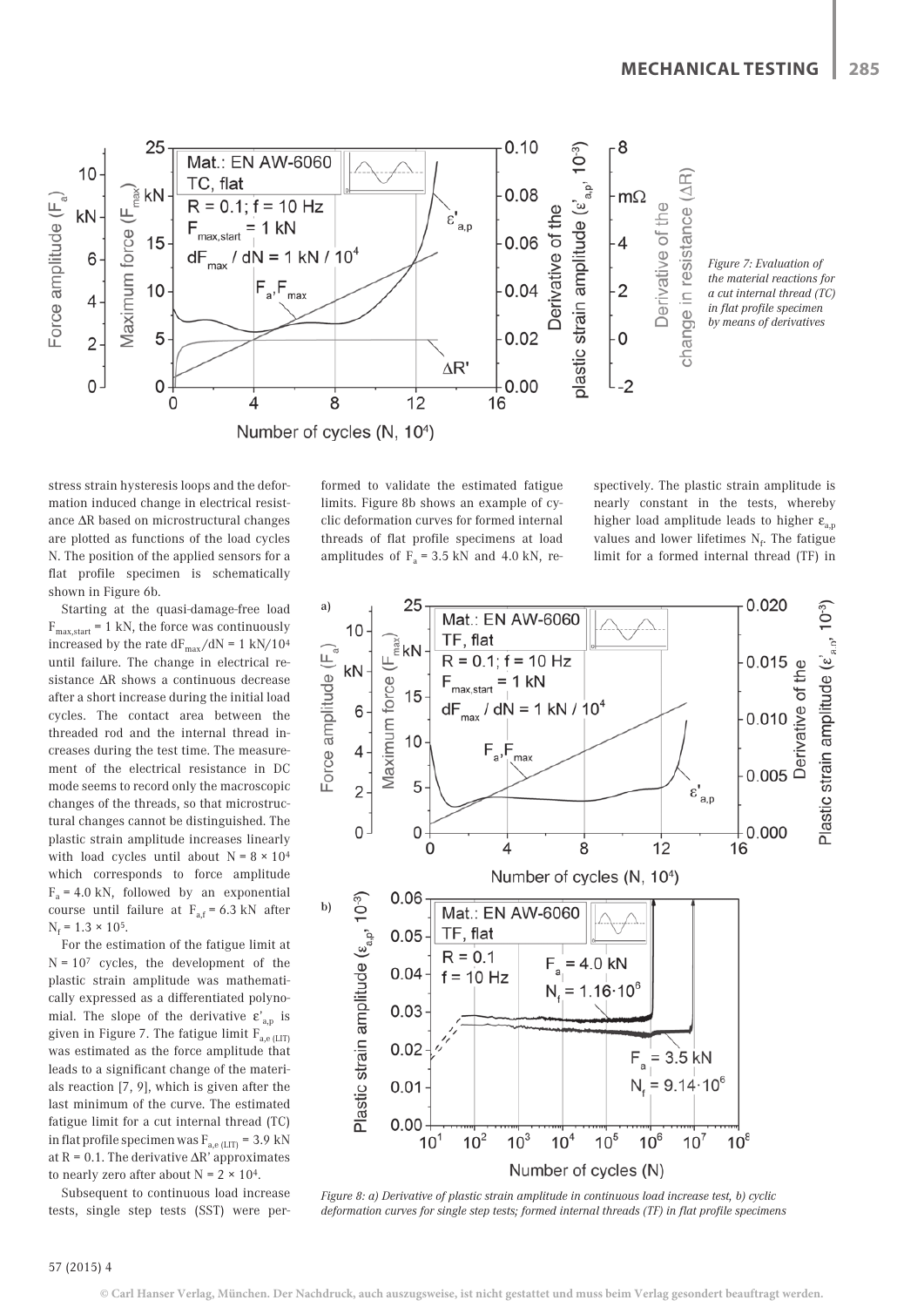Figure 7: Evaluation of the material reactions for a cut internal thread (TC) in flat profile specimen by means of derivatives

stress strain hysteresis loops and the deformation induced change in electrical resistance ΔR based on microstructural changes are plotted as functions of the load cycles N. The position of the applied sensors for a flat profile specimen is schematically shown in Figure 6b.

Starting at the quasi-damage-free load $F_{max,start}$ = 1 kN, the force was continuously increased by the rate $dF_{max}/dN$ = 1 kN/$10^4$ until failure. The change in electrical resistance ΔR shows a continuous decrease after a short increase during the initial load cycles. The contact area between the threaded rod and the internal thread increases during the test time. The measurement of the electrical resistance in DC mode seems to record only the macroscopic changes of the threads, so that microstructural changes cannot be distinguished. The plastic strain amplitude increases linearly with load cycles until about N = 8 × $10^4$ which corresponds to force amplitude $F_a$ = 4.0 kN, followed by an exponential course until failure at $F_{a,f}$ = 6.3 kN after $N_f$ = 1.3 × $10^5$.

For the estimation of the fatigue limit at N = $10^7$ cycles, the development of the plastic strain amplitude was mathematically expressed as a differentiated polynomial. The slope of the derivative $\varepsilon'_{a,p}$ is given in Figure 7. The fatigue limit $F_{a,e\,(LIT)}$ was estimated as the force amplitude that leads to a significant change of the materials reaction [7, 9], which is given after the last minimum of the curve. The estimated fatigue limit for a cut internal thread (TC) in flat profile specimen was $F_{a,e\,(LIT)}$ = 3.9 kN at R = 0.1. The derivative ΔR' approximates to nearly zero after about N = 2 × $10^4$.

Subsequent to continuous load increase tests, single step tests (SST) were performed to validate the estimated fatigue limits. Figure 8b shows an example of cyclic deformation curves for formed internal threads of flat profile specimens at load amplitudes of $F_a$ = 3.5 kN and 4.0 kN, respectively. The plastic strain amplitude is nearly constant in the tests, whereby higher load amplitude leads to higher $\varepsilon_{a,p}$ values and lower lifetimes $N_f$. The fatigue limit for a formed internal thread (TF) in

Figure 8: a) Derivative of plastic strain amplitude in continuous load increase test, b) cyclic deformation curves for single step tests; formed internal threads (TF) in flat profile specimens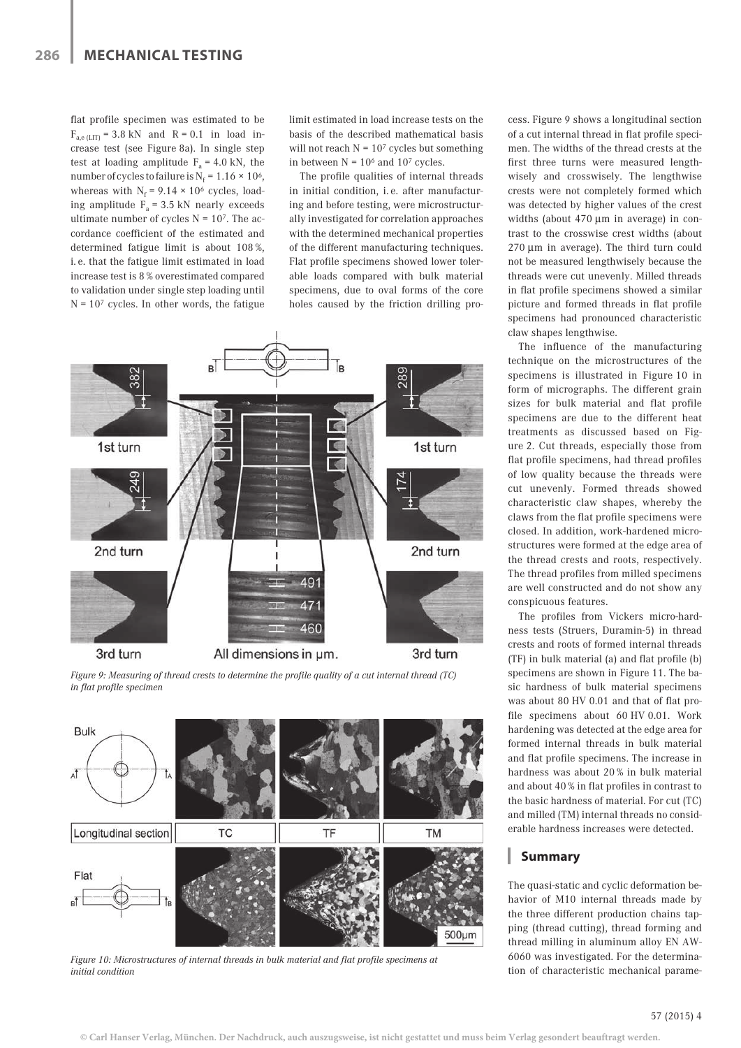flat profile specimen was estimated to be $F_{a,e\,(LIT)}$ = 3.8 kN and R = 0.1 in load increase test (see Figure 8a). In single step test at loading amplitude $F_a$ = 4.0 kN, the number of cycles to failure is $N_f = 1.16 \times 10^6$, whereas with $N_f = 9.14 \times 10^6$ cycles, loading amplitude $F_a$ = 3.5 kN nearly exceeds ultimate number of cycles $N = 10^7$. The accordance coefficient of the estimated and determined fatigue limit is about 108 %, i. e. that the fatigue limit estimated in load increase test is 8 % overestimated compared to validation under single step loading until $N = 10^7$ cycles. In other words, the fatigue limit estimated in load increase tests on the basis of the described mathematical basis will not reach $N = 10^7$ cycles but something in between $N = 10^6$ and $10^7$ cycles.

The profile qualities of internal threads in initial condition, i. e. after manufacturing and before testing, were microstructurally investigated for correlation approaches with the determined mechanical properties of the different manufacturing techniques. Flat profile specimens showed lower tolerable loads compared with bulk material specimens, due to oval forms of the core holes caused by the friction drilling process. Figure 9 shows a longitudinal section of a cut internal thread in flat profile specimen. The widths of the thread crests at the first three turns were measured lengthwisely and crosswisely. The lengthwise crests were not completely formed which was detected by higher values of the crest widths (about 470 µm in average) in contrast to the crosswise crest widths (about 270 µm in average). The third turn could not be measured lengthwisely because the threads were cut unevenly. Milled threads in flat profile specimens showed a similar picture and formed threads in flat profile specimens had pronounced characteristic claw shapes lengthwise.

*Figure 9: Measuring of thread crests to determine the profile quality of a cut internal thread (TC) in flat profile specimen*

*Figure 10: Microstructures of internal threads in bulk material and flat profile specimens at initial condition*

The influence of the manufacturing technique on the microstructures of the specimens is illustrated in Figure 10 in form of micrographs. The different grain sizes for bulk material and flat profile specimens are due to the different heat treatments as discussed based on Figure 2. Cut threads, especially those from flat profile specimens, had thread profiles of low quality because the threads were cut unevenly. Formed threads showed characteristic claw shapes, whereby the claws from the flat profile specimens were closed. In addition, work-hardened microstructures were formed at the edge area of the thread crests and roots, respectively. The thread profiles from milled specimens are well constructed and do not show any conspicuous features.

The profiles from Vickers micro-hardness tests (Struers, Duramin-5) in thread crests and roots of formed internal threads (TF) in bulk material (a) and flat profile (b) specimens are shown in Figure 11. The basic hardness of bulk material specimens was about 80 HV 0.01 and that of flat profile specimens about 60 HV 0.01. Work hardening was detected at the edge area for formed internal threads in bulk material and flat profile specimens. The increase in hardness was about 20 % in bulk material and about 40 % in flat profiles in contrast to the basic hardness of material. For cut (TC) and milled (TM) internal threads no considerable hardness increases were detected.

## Summary

The quasi-static and cyclic deformation behavior of M10 internal threads made by the three different production chains tapping (thread cutting), thread forming and thread milling in aluminum alloy EN AW-6060 was investigated. For the determination of characteristic mechanical parame-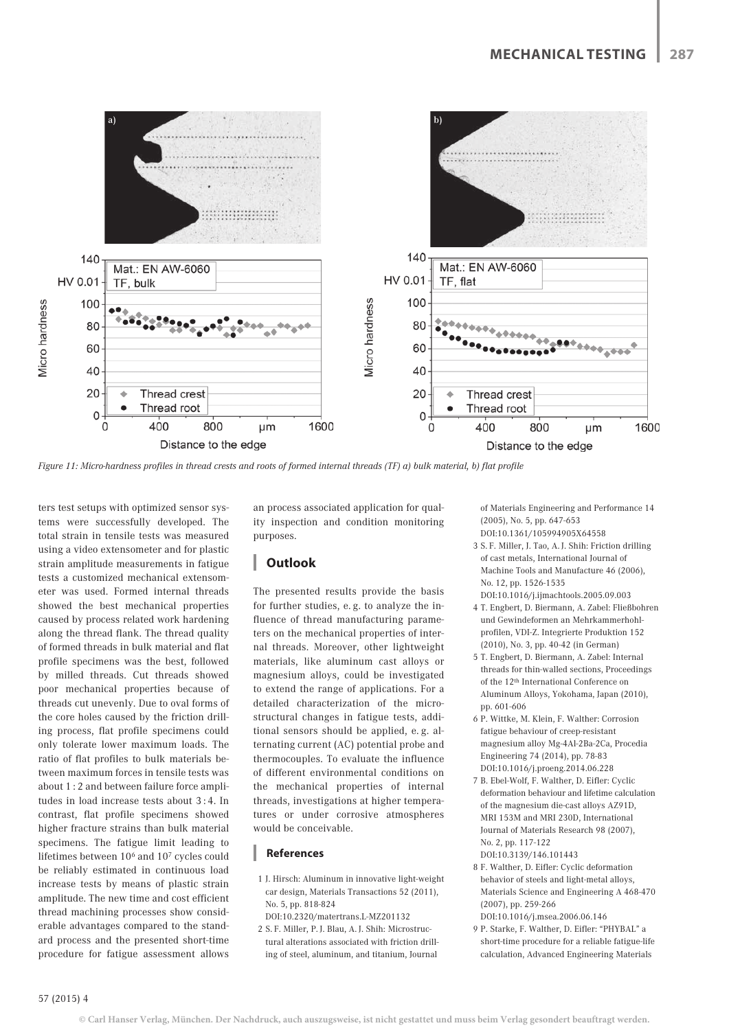Figure 11: Micro-hardness profiles in thread crests and roots of formed internal threads (TF) a) bulk material, b) flat profile

ters test setups with optimized sensor systems were successfully developed. The total strain in tensile tests was measured using a video extensometer and for plastic strain amplitude measurements in fatigue tests a customized mechanical extensometer was used. Formed internal threads showed the best mechanical properties caused by process related work hardening along the thread flank. The thread quality of formed threads in bulk material and flat profile specimens was the best, followed by milled threads. Cut threads showed poor mechanical properties because of threads cut unevenly. Due to oval forms of the core holes caused by the friction drilling process, flat profile specimens could only tolerate lower maximum loads. The ratio of flat profiles to bulk materials between maximum forces in tensile tests was about 1 : 2 and between failure force amplitudes in load increase tests about 3 : 4. In contrast, flat profile specimens showed higher fracture strains than bulk material specimens. The fatigue limit leading to lifetimes between $10^6$ and $10^7$ cycles could be reliably estimated in continuous load increase tests by means of plastic strain amplitude. The new time and cost efficient thread machining processes show considerable advantages compared to the standard process and the presented short-time procedure for fatigue assessment allows an process associated application for quality inspection and condition monitoring purposes.

## Outlook

The presented results provide the basis for further studies, e. g. to analyze the influence of thread manufacturing parameters on the mechanical properties of internal threads. Moreover, other lightweight materials, like aluminum cast alloys or magnesium alloys, could be investigated to extend the range of applications. For a detailed characterization of the microstructural changes in fatigue tests, additional sensors should be applied, e. g. alternating current (AC) potential probe and thermocouples. To evaluate the influence of different environmental conditions on the mechanical properties of internal threads, investigations at higher temperatures or under corrosive atmospheres would be conceivable.

### References

1 J. Hirsch: Aluminum in innovative light-weight car design, Materials Transactions 52 (2011), No. 5, pp. 818-824 DOI:10.2320/matertrans.L-MZ201132

2 S. F. Miller, P. J. Blau, A. J. Shih: Microstructural alterations associated with friction drilling of steel, aluminum, and titanium, Journal of Materials Engineering and Performance 14 (2005), No. 5, pp. 647-653 DOI:10.1361/105994905X64558

3 S. F. Miller, J. Tao, A. J. Shih: Friction drilling of cast metals, International Journal of Machine Tools and Manufacture 46 (2006), No. 12, pp. 1526-1535 DOI:10.1016/j.ijmachtools.2005.09.003

4 T. Engbert, D. Biermann, A. Zabel: Fließbohren und Gewindeformen an Mehrkammerhohlprofilen, VDI-Z. Integrierte Produktion 152 (2010), No. 3, pp. 40-42 (in German)

5 T. Engbert, D. Biermann, A. Zabel: Internal threads for thin-walled sections, Proceedings of the 12th International Conference on Aluminum Alloys, Yokohama, Japan (2010), pp. 601-606

6 P. Wittke, M. Klein, F. Walther: Corrosion fatigue behaviour of creep-resistant magnesium alloy Mg-4Al-2Ba-2Ca, Procedia Engineering 74 (2014), pp. 78-83 DOI:10.1016/j.proeng.2014.06.228

7 B. Ebel-Wolf, F. Walther, D. Eifler: Cyclic deformation behaviour and lifetime calculation of the magnesium die-cast alloys AZ91D, MRI 153M and MRI 230D, International Journal of Materials Research 98 (2007), No. 2, pp. 117-122 DOI:10.3139/146.101443

8 F. Walther, D. Eifler: Cyclic deformation behavior of steels and light-metal alloys, Materials Science and Engineering A 468-470 (2007), pp. 259-266 DOI:10.1016/j.msea.2006.06.146

9 P. Starke, F. Walther, D. Eifler: "PHYBAL" a short-time procedure for a reliable fatigue-life calculation, Advanced Engineering Materials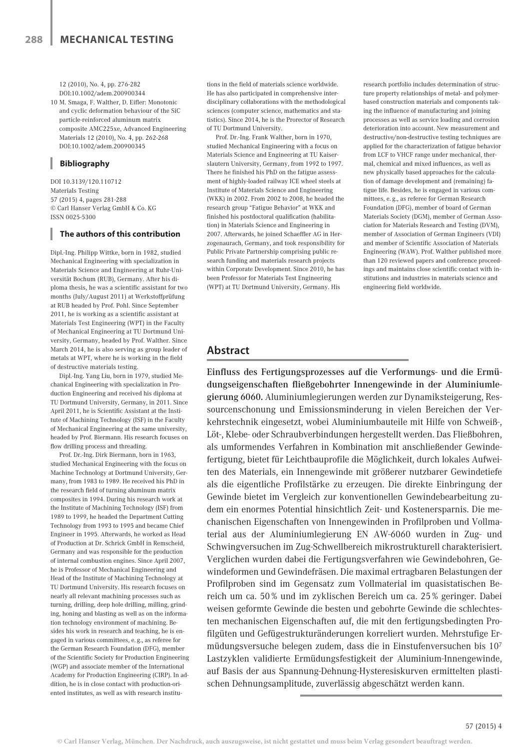12 (2010), No. 4, pp. 276-282
DOI:10.1002/adem.200900344

10 M. Smaga, F. Walther, D. Eifler: Monotonic and cyclic deformation behaviour of the SiC particle-reinforced aluminum matrix composite AMC225xe, Advanced Engineering Materials 12 (2010), No. 4, pp. 262-268
DOI:10.1002/adem.200900345

## Bibliography

DOI 10.3139/120.110712
Materials Testing
57 (2015) 4, pages 281-288
© Carl Hanser Verlag GmbH & Co. KG
ISSN 0025-5300

## The authors of this contribution

Dipl.-Ing. Philipp Wittke, born in 1982, studied Mechanical Engineering with specialization in Materials Science and Engineering at Ruhr-Universität Bochum (RUB), Germany. After his diploma thesis, he was a scientific assistant for two months (July/August 2011) at Werkstoffprüfung at RUB headed by Prof. Pohl. Since September 2011, he is working as a scientific assistant at Materials Test Engineering (WPT) in the Faculty of Mechanical Engineering at TU Dortmund University, Germany, headed by Prof. Walther. Since March 2014, he is also serving as group leader of metals at WPT, where he is working in the field of destructive materials testing.

Dipl.-Ing. Yang Liu, born in 1979, studied Mechanical Engineering with specialization in Production Engineering and received his diploma at TU Dortmund University, Germany, in 2011. Since April 2011, he is Scientific Assistant at the Institute of Machining Technology (ISF) in the Faculty of Mechanical Engineering at the same university, headed by Prof. Biermann. His research focuses on flow drilling process and threading.

Prof. Dr.-Ing. Dirk Biermann, born in 1963, studied Mechanical Engineering with the focus on Machine Technology at Dortmund University, Germany, from 1983 to 1989. He received his PhD in the research field of turning aluminum matrix composites in 1994. During his research work at the Institute of Machining Technology (ISF) from 1989 to 1999, he headed the Department Cutting Technology from 1993 to 1995 and became Chief Engineer in 1995. Afterwards, he worked as Head of Production at Dr. Schrick GmbH in Remscheid, Germany and was responsible for the production of internal combustion engines. Since April 2007, he is Professor of Mechanical Engineering and Head of the Institute of Machining Technology at TU Dortmund University. His research focuses on nearly all relevant machining processes such as turning, drilling, deep hole drilling, milling, grinding, honing and blasting as well as on the information technology environment of machining. Besides his work in research and teaching, he is engaged in various committees, e. g., as referee for the German Research Foundation (DFG), member of the Scientific Society for Production Engineering (WGP) and associate member of the International Academy for Production Engineering (CIRP). In addition, he is in close contact with production-oriented institutes, as well as with research institutions in the field of materials science worldwide. He has also participated in comprehensive interdisciplinary collaborations with the methodological sciences (computer science, mathematics and statistics). Since 2014, he is the Prorector of Research of TU Dortmund University.

Prof. Dr.-Ing. Frank Walther, born in 1970, studied Mechanical Engineering with a focus on Materials Science and Engineering at TU Kaiserslautern University, Germany, from 1992 to 1997. There he finished his PhD on the fatigue assessment of highly-loaded railway ICE wheel steels at Institute of Materials Science and Engineering (WKK) in 2002. From 2002 to 2008, he headed the research group "Fatigue Behavior" at WKK and finished his postdoctoral qualification (habilitation) in Materials Science and Engineering in 2007. Afterwards, he joined Schaeffler AG in Herzogenaurach, Germany, and took responsibility for Public Private Partnership comprising public research funding and materials research projects within Corporate Development. Since 2010, he has been Professor for Materials Test Engineering (WPT) at TU Dortmund University, Germany. His research portfolio includes determination of structure property relationships of metal- and polymer-based construction materials and components taking the influence of manufacturing and joining processes as well as service loading and corrosion deterioration into account. New measurement and destructive/non-destructive testing techniques are applied for the characterization of fatigue behavior from LCF to VHCF range under mechanical, thermal, chemical and mixed influences, as well as new physically based approaches for the calculation of damage development and (remaining) fatigue life. Besides, he is engaged in various committees, e. g., as referee for German Research Foundation (DFG), member of board of German Materials Society (DGM), member of German Association for Materials Research and Testing (DVM), member of Association of German Engineers (VDI) and member of Scientific Association of Materials Engineering (WAW). Prof. Walther published more than 120 reviewed papers and conference proceedings and maintains close scientific contact with institutions and industries in materials science and engineering field worldwide.

## Abstract

**Einfluss des Fertigungsprozesses auf die Verformungs- und die Ermüdungseigenschaften fließgebohrter Innengewinde in der Aluminiumlegierung 6060.** Aluminiumlegierungen werden zur Dynamiksteigerung, Ressourcenschonung und Emissionsminderung in vielen Bereichen der Verkehrstechnik eingesetzt, wobei Aluminiumbauteile mit Hilfe von Schweiß-, Löt-, Klebe- oder Schraubverbindungen hergestellt werden. Das Fließbohren, als umformendes Verfahren in Kombination mit anschließender Gewindefertigung, bietet für Leichtbauprofile die Möglichkeit, durch lokales Aufweiten des Materials, ein Innengewinde mit größerer nutzbarer Gewindetiefe als die eigentliche Profilstärke zu erzeugen. Die direkte Einbringung der Gewinde bietet im Vergleich zur konventionellen Gewindebearbeitung zudem ein enormes Potential hinsichtlich Zeit- und Kostenersparnis. Die mechanischen Eigenschaften von Innengewinden in Profilproben und Vollmaterial aus der Aluminiumlegierung EN AW-6060 wurden in Zug- und Schwingversuchen im Zug-Schwellbereich mikrostrukturell charakterisiert. Verglichen wurden dabei die Fertigungsverfahren wie Gewindebohren, Gewindeformen und Gewindefräsen. Die maximal ertragbaren Belastungen der Profilproben sind im Gegensatz zum Vollmaterial im quasistatischen Bereich um ca. 50 % und im zyklischen Bereich um ca. 25 % geringer. Dabei weisen geformte Gewinde die besten und gebohrte Gewinde die schlechtesten mechanischen Eigenschaften auf, die mit den fertigungsbedingten Profilgüten und Gefügestrukturänderungen korreliert wurden. Mehrstufige Ermüdungsversuche belegen zudem, dass die in Einstufenversuchen bis $10^7$ Lastzyklen validierte Ermüdungsfestigkeit der Aluminium-Innengewinde, auf Basis der aus Spannung-Dehnung-Hysteresiskurven ermittelten plastischen Dehnungsamplitude, zuverlässig abgeschätzt werden kann.